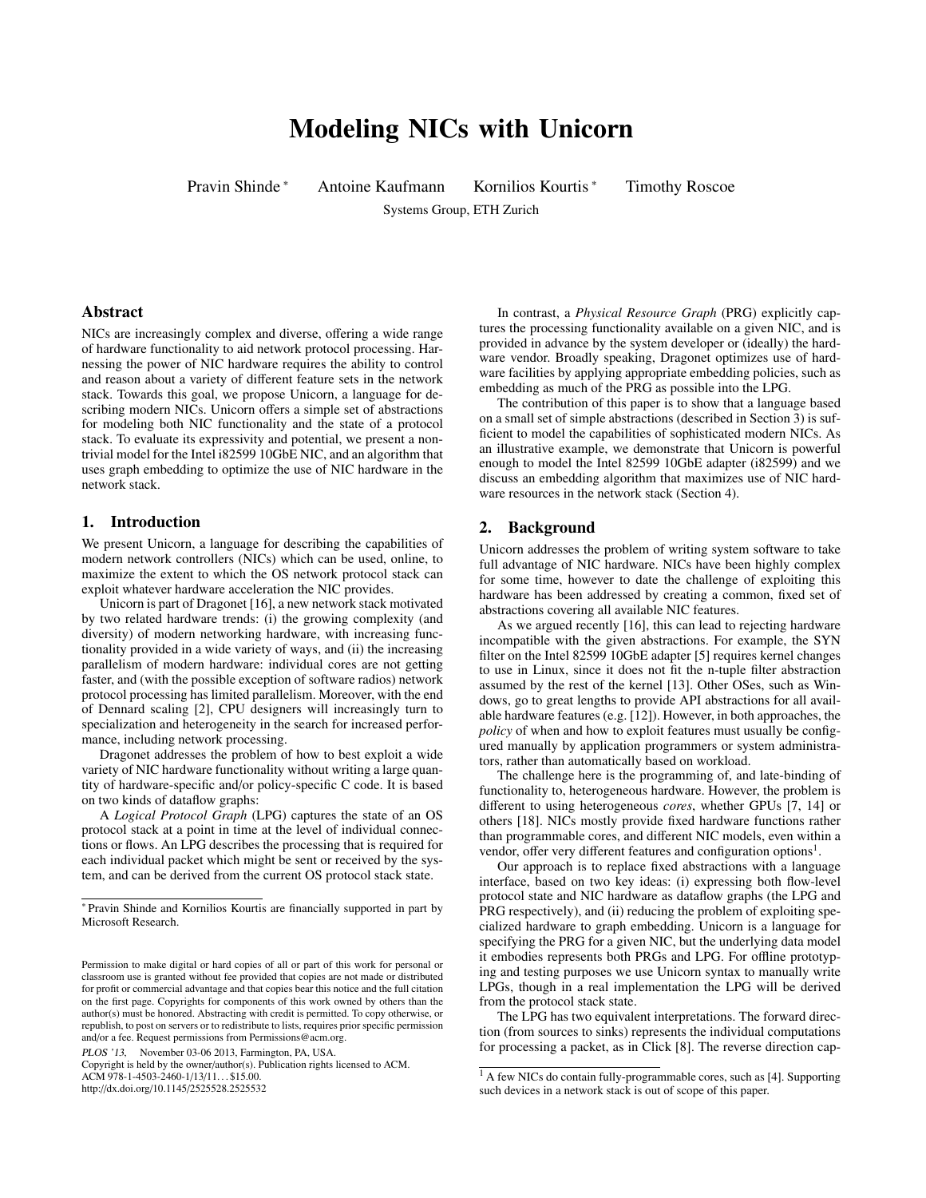# Modeling NICs with Unicorn

Pravin Shinde [*] Antoine Kaufmann Kornilios Kourtis [*] Timothy Roscoe

Systems Group, ETH Zurich

## Abstract

NICs are increasingly complex and diverse, offering a wide range of hardware functionality to aid network protocol processing. Harnessing the power of NIC hardware requires the ability to control and reason about a variety of different feature sets in the network stack. Towards this goal, we propose Unicorn, a language for describing modern NICs. Unicorn offers a simple set of abstractions for modeling both NIC functionality and the state of a protocol stack. To evaluate its expressivity and potential, we present a nontrivial model for the Intel i82599 10GbE NIC, and an algorithm that uses graph embedding to optimize the use of NIC hardware in the network stack.

## 1. Introduction

We present Unicorn, a language for describing the capabilities of modern network controllers (NICs) which can be used, online, to maximize the extent to which the OS network protocol stack can exploit whatever hardware acceleration the NIC provides.

Unicorn is part of Dragonet [16], a new network stack motivated by two related hardware trends: (i) the growing complexity (and diversity) of modern networking hardware, with increasing functionality provided in a wide variety of ways, and (ii) the increasing parallelism of modern hardware: individual cores are not getting faster, and (with the possible exception of software radios) network protocol processing has limited parallelism. Moreover, with the end of Dennard scaling [2], CPU designers will increasingly turn to specialization and heterogeneity in the search for increased performance, including network processing.

Dragonet addresses the problem of how to best exploit a wide variety of NIC hardware functionality without writing a large quantity of hardware-specific and/or policy-specific C code. It is based on two kinds of dataflow graphs:

A *Logical Protocol Graph* (LPG) captures the state of an OS protocol stack at a point in time at the level of individual connections or flows. An LPG describes the processing that is required for each individual packet which might be sent or received by the system, and can be derived from the current OS protocol stack state.

In contrast, a *Physical Resource Graph* (PRG) explicitly captures the processing functionality available on a given NIC, and is provided in advance by the system developer or (ideally) the hardware vendor. Broadly speaking, Dragonet optimizes use of hardware facilities by applying appropriate embedding policies, such as embedding as much of the PRG as possible into the LPG.

The contribution of this paper is to show that a language based on a small set of simple abstractions (described in Section 3) is sufficient to model the capabilities of sophisticated modern NICs. As an illustrative example, we demonstrate that Unicorn is powerful enough to model the Intel 82599 10GbE adapter (i82599) and we discuss an embedding algorithm that maximizes use of NIC hardware resources in the network stack (Section 4).

## 2. Background

Unicorn addresses the problem of writing system software to take full advantage of NIC hardware. NICs have been highly complex for some time, however to date the challenge of exploiting this hardware has been addressed by creating a common, fixed set of abstractions covering all available NIC features.

As we argued recently [16], this can lead to rejecting hardware incompatible with the given abstractions. For example, the SYN filter on the Intel 82599 10GbE adapter [5] requires kernel changes to use in Linux, since it does not fit the n-tuple filter abstraction assumed by the rest of the kernel [13]. Other OSes, such as Windows, go to great lengths to provide API abstractions for all available hardware features (e.g. [12]). However, in both approaches, the *policy* of when and how to exploit features must usually be configured manually by application programmers or system administrators, rather than automatically based on workload.

The challenge here is the programming of, and late-binding of functionality to, heterogeneous hardware. However, the problem is different to using heterogeneous *cores*, whether GPUs [7, 14] or others [18]. NICs mostly provide fixed hardware functions rather than programmable cores, and different NIC models, even within a vendor, offer very different features and configuration options[1].

Our approach is to replace fixed abstractions with a language interface, based on two key ideas: (i) expressing both flow-level protocol state and NIC hardware as dataflow graphs (the LPG and PRG respectively), and (ii) reducing the problem of exploiting specialized hardware to graph embedding. Unicorn is a language for specifying the PRG for a given NIC, but the underlying data model it embodies represents both PRGs and LPG. For offline prototyping and testing purposes we use Unicorn syntax to manually write LPGs, though in a real implementation the LPG will be derived from the protocol stack state.

The LPG has two equivalent interpretations. The forward direction (from sources to sinks) represents the individual computations for processing a packet, as in Click [8]. The reverse direction cap-

[*] Pravin Shinde and Kornilios Kourtis are financially supported in part by Microsoft Research.

Permission to make digital or hard copies of all or part of this work for personal or classroom use is granted without fee provided that copies are not made or distributed for profit or commercial advantage and that copies bear this notice and the full citation on the first page. Copyrights for components of this work owned by others than the author(s) must be honored. Abstracting with credit is permitted. To copy otherwise, or republish, to post on servers or to redistribute to lists, requires prior specific permission and/or a fee. Request permissions from Permissions@acm.org.

*PLOS '13*, November 03-06 2013, Farmington, PA, USA.
Copyright is held by the owner/author(s). Publication rights licensed to ACM.
ACM 978-1-4503-2460-1/13/11…$15.00.
http://dx.doi.org/10.1145/2525528.2525532

[1] A few NICs do contain fully-programmable cores, such as [4]. Supporting such devices in a network stack is out of scope of this paper.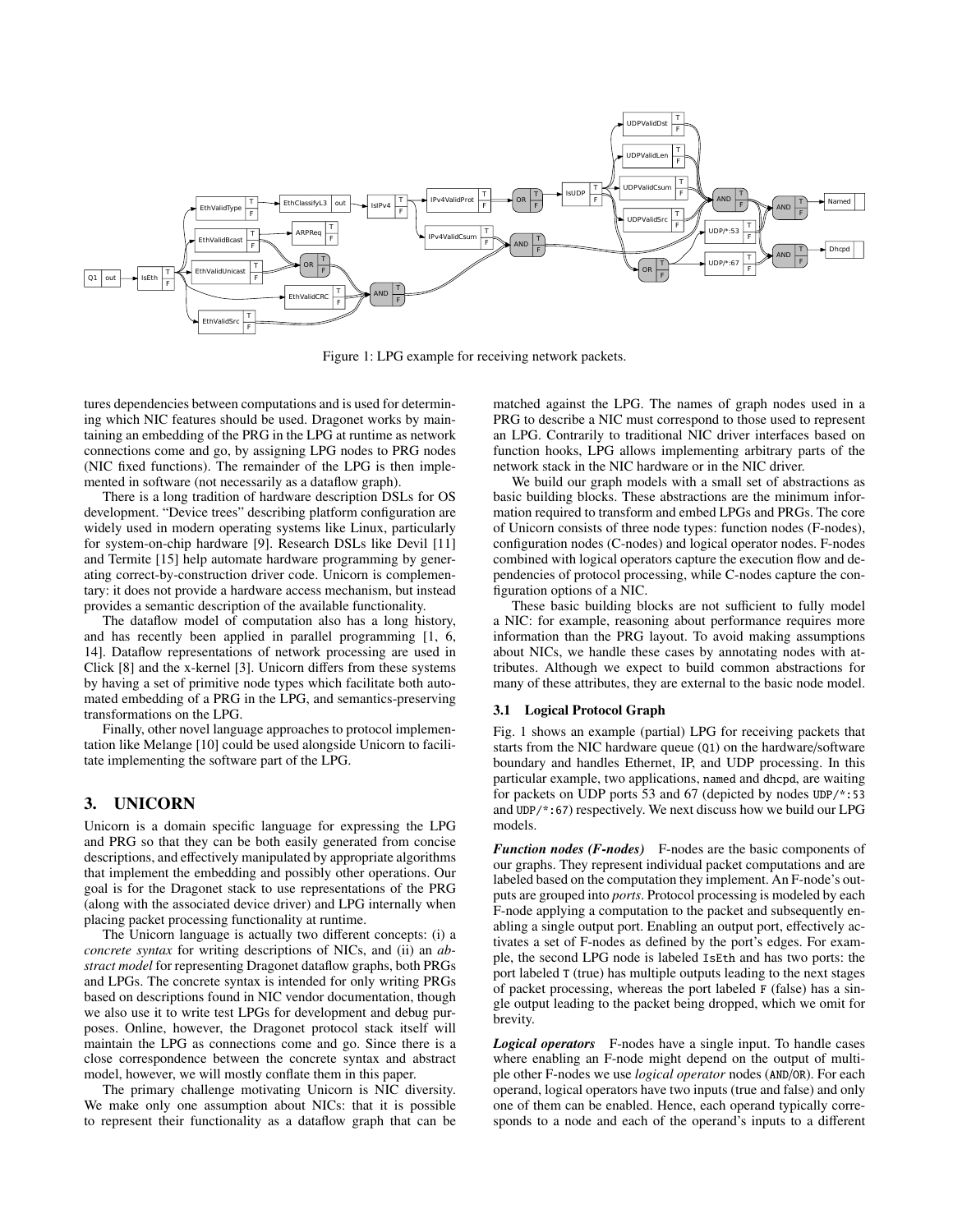Figure 1: LPG example for receiving network packets.

tures dependencies between computations and is used for determining which NIC features should be used. Dragonet works by maintaining an embedding of the PRG in the LPG at runtime as network connections come and go, by assigning LPG nodes to PRG nodes (NIC fixed functions). The remainder of the LPG is then implemented in software (not necessarily as a dataflow graph).

There is a long tradition of hardware description DSLs for OS development. "Device trees" describing platform configuration are widely used in modern operating systems like Linux, particularly for system-on-chip hardware [9]. Research DSLs like Devil [11] and Termite [15] help automate hardware programming by generating correct-by-construction driver code. Unicorn is complementary: it does not provide a hardware access mechanism, but instead provides a semantic description of the available functionality.

The dataflow model of computation also has a long history, and has recently been applied in parallel programming [1, 6, 14]. Dataflow representations of network processing are used in Click [8] and the x-kernel [3]. Unicorn differs from these systems by having a set of primitive node types which facilitate both automated embedding of a PRG in the LPG, and semantics-preserving transformations on the LPG.

Finally, other novel language approaches to protocol implementation like Melange [10] could be used alongside Unicorn to facilitate implementing the software part of the LPG.

## 3. UNICORN

Unicorn is a domain specific language for expressing the LPG and PRG so that they can be both easily generated from concise descriptions, and effectively manipulated by appropriate algorithms that implement the embedding and possibly other operations. Our goal is for the Dragonet stack to use representations of the PRG (along with the associated device driver) and LPG internally when placing packet processing functionality at runtime.

The Unicorn language is actually two different concepts: (i) a *concrete syntax* for writing descriptions of NICs, and (ii) an *abstract model* for representing Dragonet dataflow graphs, both PRGs and LPGs. The concrete syntax is intended for only writing PRGs based on descriptions found in NIC vendor documentation, though we also use it to write test LPGs for development and debug purposes. Online, however, the Dragonet protocol stack itself will maintain the LPG as connections come and go. Since there is a close correspondence between the concrete syntax and abstract model, however, we will mostly conflate them in this paper.

The primary challenge motivating Unicorn is NIC diversity. We make only one assumption about NICs: that it is possible to represent their functionality as a dataflow graph that can be matched against the LPG. The names of graph nodes used in a PRG to describe a NIC must correspond to those used to represent an LPG. Contrarily to traditional NIC driver interfaces based on function hooks, LPG allows implementing arbitrary parts of the network stack in the NIC hardware or in the NIC driver.

We build our graph models with a small set of abstractions as basic building blocks. These abstractions are the minimum information required to transform and embed LPGs and PRGs. The core of Unicorn consists of three node types: function nodes (F-nodes), configuration nodes (C-nodes) and logical operator nodes. F-nodes combined with logical operators capture the execution flow and dependencies of protocol processing, while C-nodes capture the configuration options of a NIC.

These basic building blocks are not sufficient to fully model a NIC: for example, reasoning about performance requires more information than the PRG layout. To avoid making assumptions about NICs, we handle these cases by annotating nodes with attributes. Although we expect to build common abstractions for many of these attributes, they are external to the basic node model.

### 3.1 Logical Protocol Graph

Fig. 1 shows an example (partial) LPG for receiving packets that starts from the NIC hardware queue (`Q1`) on the hardware/software boundary and handles Ethernet, IP, and UDP processing. In this particular example, two applications, `named` and `dhcpd`, are waiting for packets on UDP ports 53 and 67 (depicted by nodes `UDP/*:53` and `UDP/*:67`) respectively. We next discuss how we build our LPG models.

***Function nodes (F-nodes)*** F-nodes are the basic components of our graphs. They represent individual packet computations and are labeled based on the computation they implement. An F-node's outputs are grouped into *ports*. Protocol processing is modeled by each F-node applying a computation to the packet and subsequently enabling a single output port. Enabling an output port, effectively activates a set of F-nodes as defined by the port's edges. For example, the second LPG node is labeled `IsEth` and has two ports: the port labeled `T` (true) has multiple outputs leading to the next stages of packet processing, whereas the port labeled `F` (false) has a single output leading to the packet being dropped, which we omit for brevity.

***Logical operators*** F-nodes have a single input. To handle cases where enabling an F-node might depend on the output of multiple other F-nodes we use *logical operator* nodes (`AND`/`OR`). For each operand, logical operators have two inputs (true and false) and only one of them can be enabled. Hence, each operand typically corresponds to a node and each of the operand's inputs to a different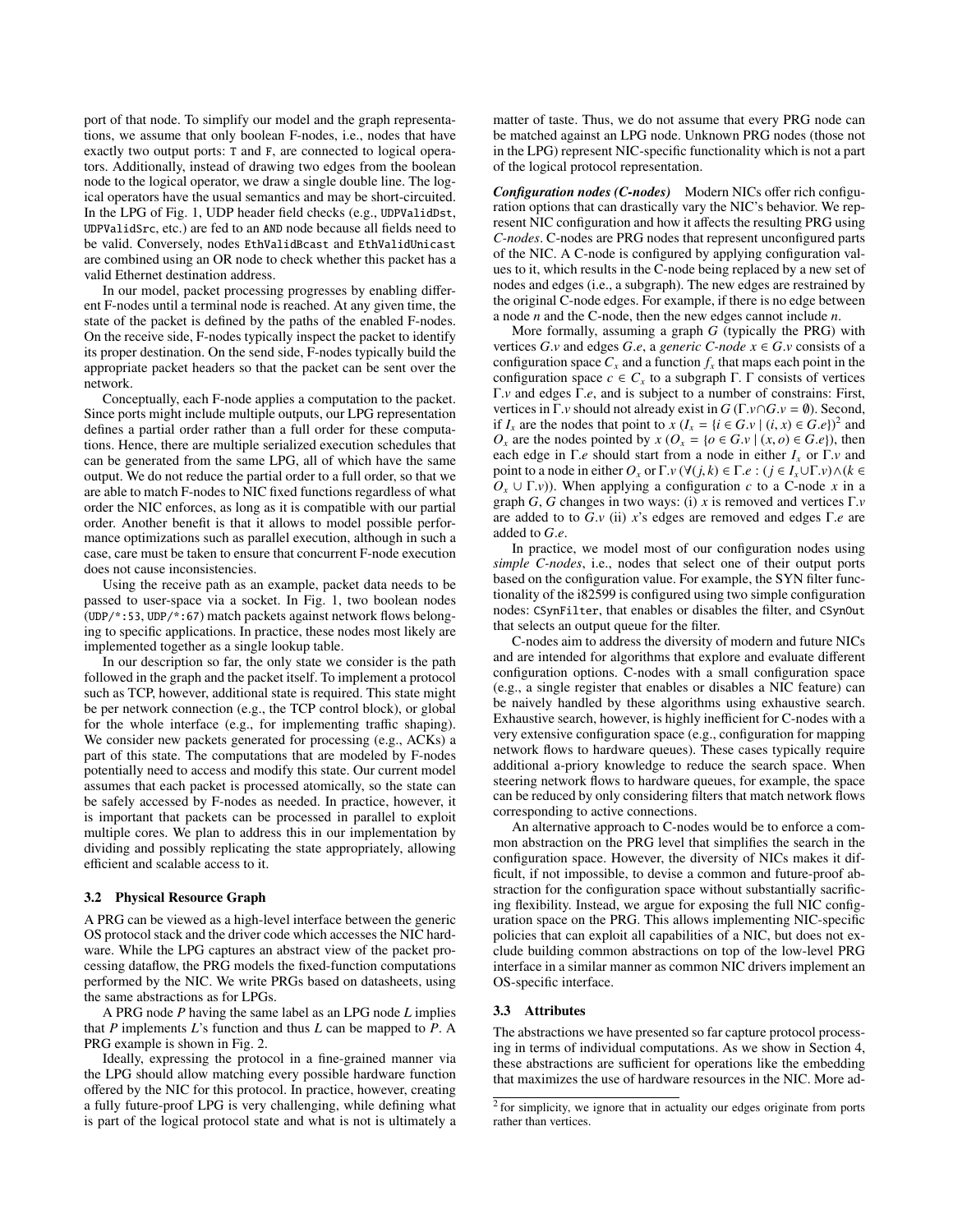port of that node. To simplify our model and the graph representations, we assume that only boolean F-nodes, i.e., nodes that have exactly two output ports: `T` and `F`, are connected to logical operators. Additionally, instead of drawing two edges from the boolean node to the logical operator, we draw a single double line. The logical operators have the usual semantics and may be short-circuited. In the LPG of Fig. 1, UDP header field checks (e.g., `UDPValidDst`, `UDPValidSrc`, etc.) are fed to an `AND` node because all fields need to be valid. Conversely, nodes `EthValidBcast` and `EthValidUnicast` are combined using an OR node to check whether this packet has a valid Ethernet destination address.

In our model, packet processing progresses by enabling different F-nodes until a terminal node is reached. At any given time, the state of the packet is defined by the paths of the enabled F-nodes. On the receive side, F-nodes typically inspect the packet to identify its proper destination. On the send side, F-nodes typically build the appropriate packet headers so that the packet can be sent over the network.

Conceptually, each F-node applies a computation to the packet. Since ports might include multiple outputs, our LPG representation defines a partial order rather than a full order for these computations. Hence, there are multiple serialized execution schedules that can be generated from the same LPG, all of which have the same output. We do not reduce the partial order to a full order, so that we are able to match F-nodes to NIC fixed functions regardless of what order the NIC enforces, as long as it is compatible with our partial order. Another benefit is that it allows to model possible performance optimizations such as parallel execution, although in such a case, care must be taken to ensure that concurrent F-node execution does not cause inconsistencies.

Using the receive path as an example, packet data needs to be passed to user-space via a socket. In Fig. 1, two boolean nodes (`UDP/*:53`, `UDP/*:67`) match packets against network flows belonging to specific applications. In practice, these nodes most likely are implemented together as a single lookup table.

In our description so far, the only state we consider is the path followed in the graph and the packet itself. To implement a protocol such as TCP, however, additional state is required. This state might be per network connection (e.g., the TCP control block), or global for the whole interface (e.g., for implementing traffic shaping). We consider new packets generated for processing (e.g., ACKs) a part of this state. The computations that are modeled by F-nodes potentially need to access and modify this state. Our current model assumes that each packet is processed atomically, so the state can be safely accessed by F-nodes as needed. In practice, however, it is important that packets can be processed in parallel to exploit multiple cores. We plan to address this in our implementation by dividing and possibly replicating the state appropriately, allowing efficient and scalable access to it.

### 3.2 Physical Resource Graph

A PRG can be viewed as a high-level interface between the generic OS protocol stack and the driver code which accesses the NIC hardware. While the LPG captures an abstract view of the packet processing dataflow, the PRG models the fixed-function computations performed by the NIC. We write PRGs based on datasheets, using the same abstractions as for LPGs.

A PRG node $P$ having the same label as an LPG node $L$ implies that $P$ implements $L$'s function and thus $L$ can be mapped to $P$. A PRG example is shown in Fig. 2.

Ideally, expressing the protocol in a fine-grained manner via the LPG should allow matching every possible hardware function offered by the NIC for this protocol. In practice, however, creating a fully future-proof LPG is very challenging, while defining what is part of the logical protocol state and what is not is ultimately a matter of taste. Thus, we do not assume that every PRG node can be matched against an LPG node. Unknown PRG nodes (those not in the LPG) represent NIC-specific functionality which is not a part of the logical protocol representation.

***Configuration nodes (C-nodes)*** Modern NICs offer rich configuration options that can drastically vary the NIC's behavior. We represent NIC configuration and how it affects the resulting PRG using *C-nodes*. C-nodes are PRG nodes that represent unconfigured parts of the NIC. A C-node is configured by applying configuration values to it, which results in the C-node being replaced by a new set of nodes and edges (i.e., a subgraph). The new edges are restrained by the original C-node edges. For example, if there is no edge between a node $n$ and the C-node, then the new edges cannot include $n$.

More formally, assuming a graph $G$ (typically the PRG) with vertices $G.v$ and edges $G.e$, a *generic C-node* $x \in G.v$ consists of a configuration space $C_x$ and a function $f_x$ that maps each point in the configuration space $c \in C_x$ to a subgraph $\Gamma$. $\Gamma$ consists of vertices $\Gamma.v$ and edges $\Gamma.e$, and is subject to a number of constrains: First, vertices in $\Gamma.v$ should not already exist in $G$ ($\Gamma.v \cap G.v = \emptyset$). Second, if $I_x$ are the nodes that point to $x$ ($I_x = \{i \in G.v \mid (i,x) \in G.e\}$)[2] and $O_x$ are the nodes pointed by $x$ ($O_x = \{o \in G.v \mid (x,o) \in G.e\}$), then each edge in $\Gamma.e$ should start from a node in either $I_x$ or $\Gamma.v$ and point to a node in either $O_x$ or $\Gamma.v$ ($\forall (j,k) \in \Gamma.e : (j \in I_x \cup \Gamma.v) \wedge (k \in O_x \cup \Gamma.v)$). When applying a configuration $c$ to a C-node $x$ in a graph $G$, $G$ changes in two ways: (i) $x$ is removed and vertices $\Gamma.v$ are added to to $G.v$ (ii) $x$'s edges are removed and edges $\Gamma.e$ are added to $G.e$.

In practice, we model most of our configuration nodes using *simple C-nodes*, i.e., nodes that select one of their output ports based on the configuration value. For example, the SYN filter functionality of the i82599 is configured using two simple configuration nodes: `CSynFilter`, that enables or disables the filter, and `CSynOut` that selects an output queue for the filter.

C-nodes aim to address the diversity of modern and future NICs and are intended for algorithms that explore and evaluate different configuration options. C-nodes with a small configuration space (e.g., a single register that enables or disables a NIC feature) can be naively handled by these algorithms using exhaustive search. Exhaustive search, however, is highly inefficient for C-nodes with a very extensive configuration space (e.g., configuration for mapping network flows to hardware queues). These cases typically require additional a-priory knowledge to reduce the search space. When steering network flows to hardware queues, for example, the space can be reduced by only considering filters that match network flows corresponding to active connections.

An alternative approach to C-nodes would be to enforce a common abstraction on the PRG level that simplifies the search in the configuration space. However, the diversity of NICs makes it difficult, if not impossible, to devise a common and future-proof abstraction for the configuration space without substantially sacrificing flexibility. Instead, we argue for exposing the full NIC configuration space on the PRG. This allows implementing NIC-specific policies that can exploit all capabilities of a NIC, but does not exclude building common abstractions on top of the low-level PRG interface in a similar manner as common NIC drivers implement an OS-specific interface.

### 3.3 Attributes

The abstractions we have presented so far capture protocol processing in terms of individual computations. As we show in Section 4, these abstractions are sufficient for operations like the embedding that maximizes the use of hardware resources in the NIC. More ad-

[2] for simplicity, we ignore that in actuality our edges originate from ports rather than vertices.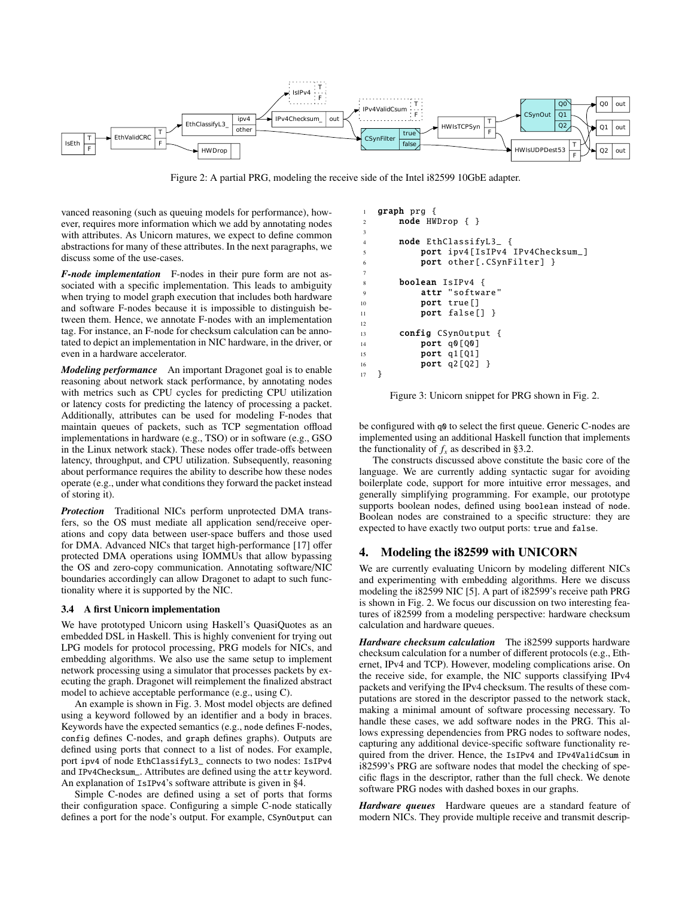IsIPv4 T F

IPv4ValidCsum T F

IsEth T F

EthValidCRC T F

EthClassifyL3_ ipv4 other

IPv4Checksum_ out

HWDrop

CSynFilter true false

HWIsTCPSyn T F

CSynOut Q0 Q1 Q2

HWIsUDPDest53 T F

Q0 out

Q1 out

Q2 out

Figure 2: A partial PRG, modeling the receive side of the Intel i82599 10GbE adapter.

vanced reasoning (such as queuing models for performance), however, requires more information which we add by annotating nodes with attributes. As Unicorn matures, we expect to define common abstractions for many of these attributes. In the next paragraphs, we discuss some of the use-cases.

***F-node implementation*** F-nodes in their pure form are not associated with a specific implementation. This leads to ambiguity when trying to model graph execution that includes both hardware and software F-nodes because it is impossible to distinguish between them. Hence, we annotate F-nodes with an implementation tag. For instance, an F-node for checksum calculation can be annotated to depict an implementation in NIC hardware, in the driver, or even in a hardware accelerator.

***Modeling performance*** An important Dragonet goal is to enable reasoning about network stack performance, by annotating nodes with metrics such as CPU cycles for predicting CPU utilization or latency costs for predicting the latency of processing a packet. Additionally, attributes can be used for modeling F-nodes that maintain queues of packets, such as TCP segmentation offload implementations in hardware (e.g., TSO) or in software (e.g., GSO in the Linux network stack). These nodes offer trade-offs between latency, throughput, and CPU utilization. Subsequently, reasoning about performance requires the ability to describe how these nodes operate (e.g., under what conditions they forward the packet instead of storing it).

***Protection*** Traditional NICs perform unprotected DMA transfers, so the OS must mediate all application send/receive operations and copy data between user-space buffers and those used for DMA. Advanced NICs that target high-performance [17] offer protected DMA operations using IOMMUs that allow bypassing the OS and zero-copy communication. Annotating software/NIC boundaries accordingly can allow Dragonet to adapt to such functionality where it is supported by the NIC.

### 3.4 A first Unicorn implementation

We have prototyped Unicorn using Haskell's QuasiQuotes as an embedded DSL in Haskell. This is highly convenient for trying out LPG models for protocol processing, PRG models for NICs, and embedding algorithms. We also use the same setup to implement network processing using a simulator that processes packets by executing the graph. Dragonet will reimplement the finalized abstract model to achieve acceptable performance (e.g., using C).

An example is shown in Fig. 3. Most model objects are defined using a keyword followed by an identifier and a body in braces. Keywords have the expected semantics (e.g., `node` defines F-nodes, `config` defines C-nodes, and `graph` defines graphs). Outputs are defined using ports that connect to a list of nodes. For example, port `ipv4` of node `EthClassifyL3_` connects to two nodes: `IsIPv4` and `IPv4Checksum_`. Attributes are defined using the `attr` keyword. An explanation of `IsIPv4`'s software attribute is given in §4.

Simple C-nodes are defined using a set of ports that form their configuration space. Configuring a simple C-node statically defines a port for the node's output. For example, `CSynOutput` can

```
1  graph prg {
2      node HWDrop { }
3
4      node EthClassifyL3_ {
5          port ipv4[IsIPv4 IPv4Checksum_]
6          port other[.CSynFilter] }
7
8      boolean IsIPv4 {
9          attr "software"
10         port true[]
11         port false[] }
12
13     config CSynOutput {
14         port q0[Q0]
15         port q1[Q1]
16         port q2[Q2] }
17 }
```

Figure 3: Unicorn snippet for PRG shown in Fig. 2.

be configured with `q0` to select the first queue. Generic C-nodes are implemented using an additional Haskell function that implements the functionality of $f_x$ as described in §3.2.

The constructs discussed above constitute the basic core of the language. We are currently adding syntactic sugar for avoiding boilerplate code, support for more intuitive error messages, and generally simplifying programming. For example, our prototype supports boolean nodes, defined using `boolean` instead of `node`. Boolean nodes are constrained to a specific structure: they are expected to have exactly two output ports: `true` and `false`.

## 4. Modeling the i82599 with UNICORN

We are currently evaluating Unicorn by modeling different NICs and experimenting with embedding algorithms. Here we discuss modeling the i82599 NIC [5]. A part of i82599's receive path PRG is shown in Fig. 2. We focus our discussion on two interesting features of i82599 from a modeling perspective: hardware checksum calculation and hardware queues.

***Hardware checksum calculation*** The i82599 supports hardware checksum calculation for a number of different protocols (e.g., Ethernet, IPv4 and TCP). However, modeling complications arise. On the receive side, for example, the NIC supports classifying IPv4 packets and verifying the IPv4 checksum. The results of these computations are stored in the descriptor passed to the network stack, making a minimal amount of software processing necessary. To handle these cases, we add software nodes in the PRG. This allows expressing dependencies from PRG nodes to software nodes, capturing any additional device-specific software functionality required from the driver. Hence, the `IsIPv4` and `IPv4ValidCsum` in i82599's PRG are software nodes that model the checking of specific flags in the descriptor, rather than the full check. We denote software PRG nodes with dashed boxes in our graphs.

***Hardware queues*** Hardware queues are a standard feature of modern NICs. They provide multiple receive and transmit descrip-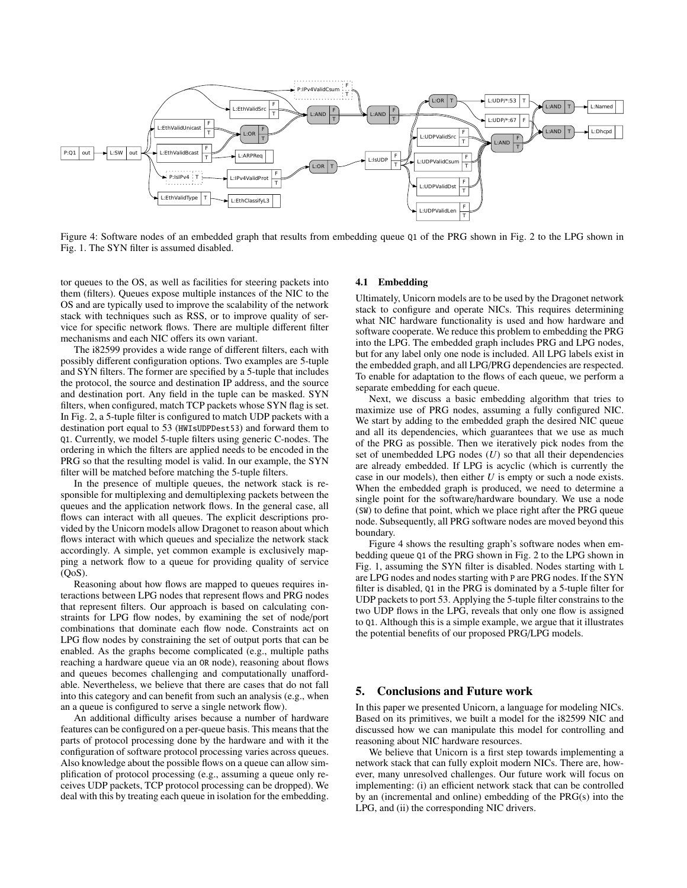P:Q1 out
L:SW out
L:EthValidUnicast F T
L:EthValidBcast F T
L:EthValidSrc F T
P:IPv4ValidCsum F T
L:OR F T
L:AND F T
L:AND F T
L:ARPReq
P:IsIPv4 T
L:IPv4ValidProt F T
L:OR T
L:IsUDP F T
L:EthValidType T
L:EthClassifyL3
L:OR T
L:UDPValidSrc F T
L:UDPValidCsum F T
L:UDPValidDst F T
L:UDPValidLen F T
L:UDP/*:53 T
L:UDP/*:67 F
L:AND F T
L:AND T
L:AND T
L:Named
L:Dhcpd

Figure 4: Software nodes of an embedded graph that results from embedding queue Q1 of the PRG shown in Fig. 2 to the LPG shown in Fig. 1. The SYN filter is assumed disabled.

tor queues to the OS, as well as facilities for steering packets into them (filters). Queues expose multiple instances of the NIC to the OS and are typically used to improve the scalability of the network stack with techniques such as RSS, or to improve quality of service for specific network flows. There are multiple different filter mechanisms and each NIC offers its own variant.

The i82599 provides a wide range of different filters, each with possibly different configuration options. Two examples are 5-tuple and SYN filters. The former are specified by a 5-tuple that includes the protocol, the source and destination IP address, and the source and destination port. Any field in the tuple can be masked. SYN filters, when configured, match TCP packets whose SYN flag is set. In Fig. 2, a 5-tuple filter is configured to match UDP packets with a destination port equal to 53 (HWIsUDPDest53) and forward them to Q1. Currently, we model 5-tuple filters using generic C-nodes. The ordering in which the filters are applied needs to be encoded in the PRG so that the resulting model is valid. In our example, the SYN filter will be matched before matching the 5-tuple filters.

In the presence of multiple queues, the network stack is responsible for multiplexing and demultiplexing packets between the queues and the application network flows. In the general case, all flows can interact with all queues. The explicit descriptions provided by the Unicorn models allow Dragonet to reason about which flows interact with which queues and specialize the network stack accordingly. A simple, yet common example is exclusively mapping a network flow to a queue for providing quality of service (QoS).

Reasoning about how flows are mapped to queues requires interactions between LPG nodes that represent flows and PRG nodes that represent filters. Our approach is based on calculating constraints for LPG flow nodes, by examining the set of node/port combinations that dominate each flow node. Constraints act on LPG flow nodes by constraining the set of output ports that can be enabled. As the graphs become complicated (e.g., multiple paths reaching a hardware queue via an OR node), reasoning about flows and queues becomes challenging and computationally unaffordable. Nevertheless, we believe that there are cases that do not fall into this category and can benefit from such an analysis (e.g., when an a queue is configured to serve a single network flow).

An additional difficulty arises because a number of hardware features can be configured on a per-queue basis. This means that the parts of protocol processing done by the hardware and with it the configuration of software protocol processing varies across queues. Also knowledge about the possible flows on a queue can allow simplification of protocol processing (e.g., assuming a queue only receives UDP packets, TCP protocol processing can be dropped). We deal with this by treating each queue in isolation for the embedding.

### 4.1 Embedding

Ultimately, Unicorn models are to be used by the Dragonet network stack to configure and operate NICs. This requires determining what NIC hardware functionality is used and how hardware and software cooperate. We reduce this problem to embedding the PRG into the LPG. The embedded graph includes PRG and LPG nodes, but for any label only one node is included. All LPG labels exist in the embedded graph, and all LPG/PRG dependencies are respected. To enable for adaptation to the flows of each queue, we perform a separate embedding for each queue.

Next, we discuss a basic embedding algorithm that tries to maximize use of PRG nodes, assuming a fully configured NIC. We start by adding to the embedded graph the desired NIC queue and all its dependencies, which guarantees that we use as much of the PRG as possible. Then we iteratively pick nodes from the set of unembedded LPG nodes ($U$) so that all their dependencies are already embedded. If LPG is acyclic (which is currently the case in our models), then either $U$ is empty or such a node exists. When the embedded graph is produced, we need to determine a single point for the software/hardware boundary. We use a node (SW) to define that point, which we place right after the PRG queue node. Subsequently, all PRG software nodes are moved beyond this boundary.

Figure 4 shows the resulting graph's software nodes when embedding queue Q1 of the PRG shown in Fig. 2 to the LPG shown in Fig. 1, assuming the SYN filter is disabled. Nodes starting with L are LPG nodes and nodes starting with P are PRG nodes. If the SYN filter is disabled, Q1 in the PRG is dominated by a 5-tuple filter for UDP packets to port 53. Applying the 5-tuple filter constrains to the two UDP flows in the LPG, reveals that only one flow is assigned to Q1. Although this is a simple example, we argue that it illustrates the potential benefits of our proposed PRG/LPG models.

## 5. Conclusions and Future work

In this paper we presented Unicorn, a language for modeling NICs. Based on its primitives, we built a model for the i82599 NIC and discussed how we can manipulate this model for controlling and reasoning about NIC hardware resources.

We believe that Unicorn is a first step towards implementing a network stack that can fully exploit modern NICs. There are, however, many unresolved challenges. Our future work will focus on implementing: (i) an efficient network stack that can be controlled by an (incremental and online) embedding of the PRG(s) into the LPG, and (ii) the corresponding NIC drivers.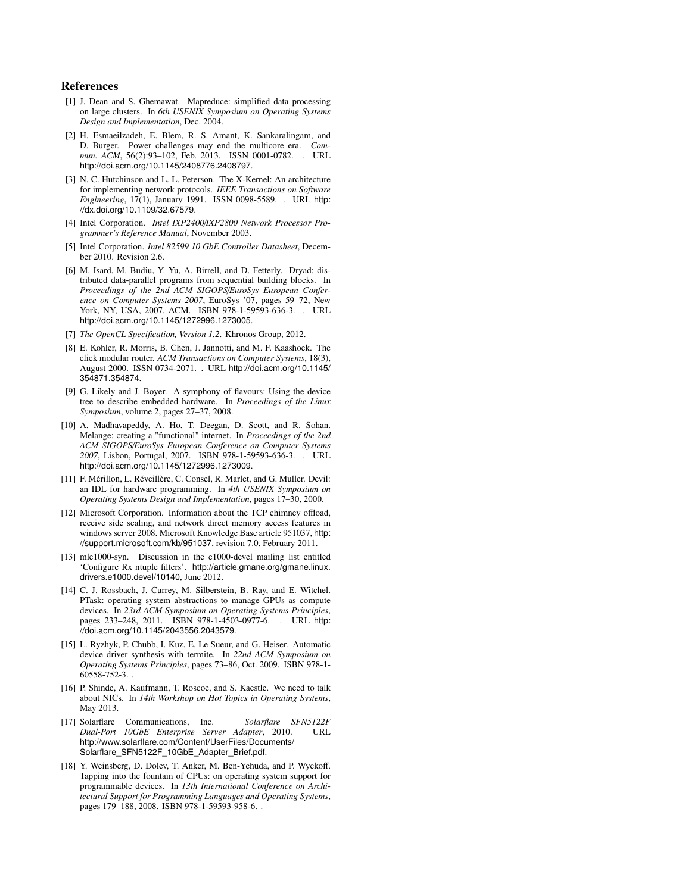## References

[1] J. Dean and S. Ghemawat. Mapreduce: simplified data processing on large clusters. In *6th USENIX Symposium on Operating Systems Design and Implementation*, Dec. 2004.

[2] H. Esmaeilzadeh, E. Blem, R. S. Amant, K. Sankaralingam, and D. Burger. Power challenges may end the multicore era. *Commun. ACM*, 56(2):93–102, Feb. 2013. ISSN 0001-0782. . URL http://doi.acm.org/10.1145/2408776.2408797.

[3] N. C. Hutchinson and L. L. Peterson. The X-Kernel: An architecture for implementing network protocols. *IEEE Transactions on Software Engineering*, 17(1), January 1991. ISSN 0098-5589. . URL http://dx.doi.org/10.1109/32.67579.

[4] Intel Corporation. *Intel IXP2400/IXP2800 Network Processor Programmer's Reference Manual*, November 2003.

[5] Intel Corporation. *Intel 82599 10 GbE Controller Datasheet*, December 2010. Revision 2.6.

[6] M. Isard, M. Budiu, Y. Yu, A. Birrell, and D. Fetterly. Dryad: distributed data-parallel programs from sequential building blocks. In *Proceedings of the 2nd ACM SIGOPS/EuroSys European Conference on Computer Systems 2007*, EuroSys '07, pages 59–72, New York, NY, USA, 2007. ACM. ISBN 978-1-59593-636-3. . URL http://doi.acm.org/10.1145/1272996.1273005.

[7] *The OpenCL Specification, Version 1.2*. Khronos Group, 2012.

[8] E. Kohler, R. Morris, B. Chen, J. Jannotti, and M. F. Kaashoek. The click modular router. *ACM Transactions on Computer Systems*, 18(3), August 2000. ISSN 0734-2071. . URL http://doi.acm.org/10.1145/354871.354874.

[9] G. Likely and J. Boyer. A symphony of flavours: Using the device tree to describe embedded hardware. In *Proceedings of the Linux Symposium*, volume 2, pages 27–37, 2008.

[10] A. Madhavapeddy, A. Ho, T. Deegan, D. Scott, and R. Sohan. Melange: creating a "functional" internet. In *Proceedings of the 2nd ACM SIGOPS/EuroSys European Conference on Computer Systems 2007*, Lisbon, Portugal, 2007. ISBN 978-1-59593-636-3. . URL http://doi.acm.org/10.1145/1272996.1273009.

[11] F. Mérillon, L. Réveillère, C. Consel, R. Marlet, and G. Muller. Devil: an IDL for hardware programming. In *4th USENIX Symposium on Operating Systems Design and Implementation*, pages 17–30, 2000.

[12] Microsoft Corporation. Information about the TCP chimney offload, receive side scaling, and network direct memory access features in windows server 2008. Microsoft Knowledge Base article 951037, http://support.microsoft.com/kb/951037, revision 7.0, February 2011.

[13] mle1000-syn. Discussion in the e1000-devel mailing list entitled 'Configure Rx ntuple filters'. http://article.gmane.org/gmane.linux.drivers.e1000.devel/10140, June 2012.

[14] C. J. Rossbach, J. Currey, M. Silberstein, B. Ray, and E. Witchel. PTask: operating system abstractions to manage GPUs as compute devices. In *23rd ACM Symposium on Operating Systems Principles*, pages 233–248, 2011. ISBN 978-1-4503-0977-6. . URL http://doi.acm.org/10.1145/2043556.2043579.

[15] L. Ryzhyk, P. Chubb, I. Kuz, E. Le Sueur, and G. Heiser. Automatic device driver synthesis with termite. In *22nd ACM Symposium on Operating Systems Principles*, pages 73–86, Oct. 2009. ISBN 978-1-60558-752-3. .

[16] P. Shinde, A. Kaufmann, T. Roscoe, and S. Kaestle. We need to talk about NICs. In *14th Workshop on Hot Topics in Operating Systems*, May 2013.

[17] Solarflare Communications, Inc. *Solarflare SFN5122F Dual-Port 10GbE Enterprise Server Adapter*, 2010. URL http://www.solarflare.com/Content/UserFiles/Documents/Solarflare_SFN5122F_10GbE_Adapter_Brief.pdf.

[18] Y. Weinsberg, D. Dolev, T. Anker, M. Ben-Yehuda, and P. Wyckoff. Tapping into the fountain of CPUs: on operating system support for programmable devices. In *13th International Conference on Architectural Support for Programming Languages and Operating Systems*, pages 179–188, 2008. ISBN 978-1-59593-958-6. .